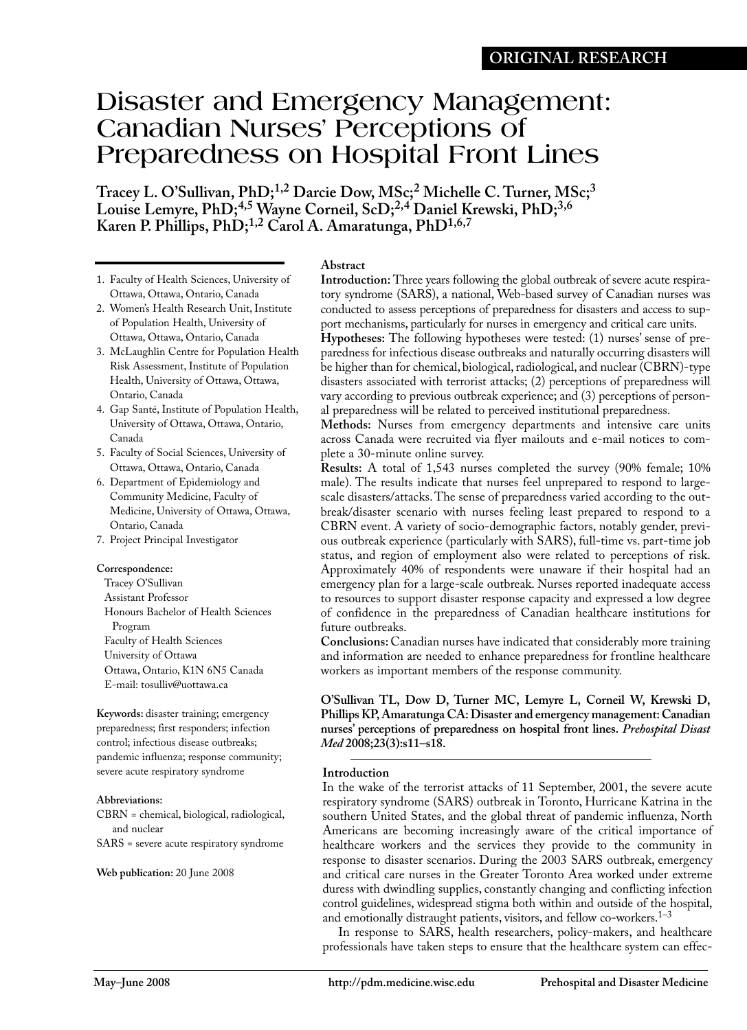ORIGINAL RESEARCH

# Disaster and Emergency Management: Canadian Nurses' Perceptions of Preparedness on Hospital Front Lines

**Tracey L. O'Sullivan, PhD;[1,2] Darcie Dow, MSc;[2] Michelle C. Turner, MSc;[3] Louise Lemyre, PhD;[4,5] Wayne Corneil, ScD;[2,4] Daniel Krewski, PhD;[3,6] Karen P. Phillips, PhD;[1,2] Carol A. Amaratunga, PhD[1,6,7]**

1. Faculty of Health Sciences, University of Ottawa, Ottawa, Ontario, Canada
2. Women's Health Research Unit, Institute of Population Health, University of Ottawa, Ottawa, Ontario, Canada
3. McLaughlin Centre for Population Health Risk Assessment, Institute of Population Health, University of Ottawa, Ottawa, Ontario, Canada
4. Gap Santé, Institute of Population Health, University of Ottawa, Ottawa, Ontario, Canada
5. Faculty of Social Sciences, University of Ottawa, Ottawa, Ontario, Canada
6. Department of Epidemiology and Community Medicine, Faculty of Medicine, University of Ottawa, Ottawa, Ontario, Canada
7. Project Principal Investigator

**Correspondence:**
Tracey O'Sullivan
Assistant Professor
Honours Bachelor of Health Sciences Program
Faculty of Health Sciences
University of Ottawa
Ottawa, Ontario, K1N 6N5 Canada
E-mail: tosulliv@uottawa.ca

**Keywords:** disaster training; emergency preparedness; first responders; infection control; infectious disease outbreaks; pandemic influenza; response community; severe acute respiratory syndrome

**Abbreviations:**
CBRN = chemical, biological, radiological, and nuclear
SARS = severe acute respiratory syndrome

**Web publication:** 20 June 2008

## Abstract

**Introduction:** Three years following the global outbreak of severe acute respiratory syndrome (SARS), a national, Web-based survey of Canadian nurses was conducted to assess perceptions of preparedness for disasters and access to support mechanisms, particularly for nurses in emergency and critical care units.

**Hypotheses:** The following hypotheses were tested: (1) nurses' sense of preparedness for infectious disease outbreaks and naturally occurring disasters will be higher than for chemical, biological, radiological, and nuclear (CBRN)-type disasters associated with terrorist attacks; (2) perceptions of preparedness will vary according to previous outbreak experience; and (3) perceptions of personal preparedness will be related to perceived institutional preparedness.

**Methods:** Nurses from emergency departments and intensive care units across Canada were recruited via flyer mailouts and e-mail notices to complete a 30-minute online survey.

**Results:** A total of 1,543 nurses completed the survey (90% female; 10% male). The results indicate that nurses feel unprepared to respond to large-scale disasters/attacks. The sense of preparedness varied according to the outbreak/disaster scenario with nurses feeling least prepared to respond to a CBRN event. A variety of socio-demographic factors, notably gender, previous outbreak experience (particularly with SARS), full-time vs. part-time job status, and region of employment also were related to perceptions of risk. Approximately 40% of respondents were unaware if their hospital had an emergency plan for a large-scale outbreak. Nurses reported inadequate access to resources to support disaster response capacity and expressed a low degree of confidence in the preparedness of Canadian healthcare institutions for future outbreaks.

**Conclusions:** Canadian nurses have indicated that considerably more training and information are needed to enhance preparedness for frontline healthcare workers as important members of the response community.

**O'Sullivan TL, Dow D, Turner MC, Lemyre L, Corneil W, Krewski D, Phillips KP, Amaratunga CA: Disaster and emergency management: Canadian nurses' perceptions of preparedness on hospital front lines. *Prehospital Disast Med* 2008;23(3):s11–s18.**

## Introduction

In the wake of the terrorist attacks of 11 September, 2001, the severe acute respiratory syndrome (SARS) outbreak in Toronto, Hurricane Katrina in the southern United States, and the global threat of pandemic influenza, North Americans are becoming increasingly aware of the critical importance of healthcare workers and the services they provide to the community in response to disaster scenarios. During the 2003 SARS outbreak, emergency and critical care nurses in the Greater Toronto Area worked under extreme duress with dwindling supplies, constantly changing and conflicting infection control guidelines, widespread stigma both within and outside of the hospital, and emotionally distraught patients, visitors, and fellow co-workers.[1–3]

In response to SARS, health researchers, policy-makers, and healthcare professionals have taken steps to ensure that the healthcare system can effec-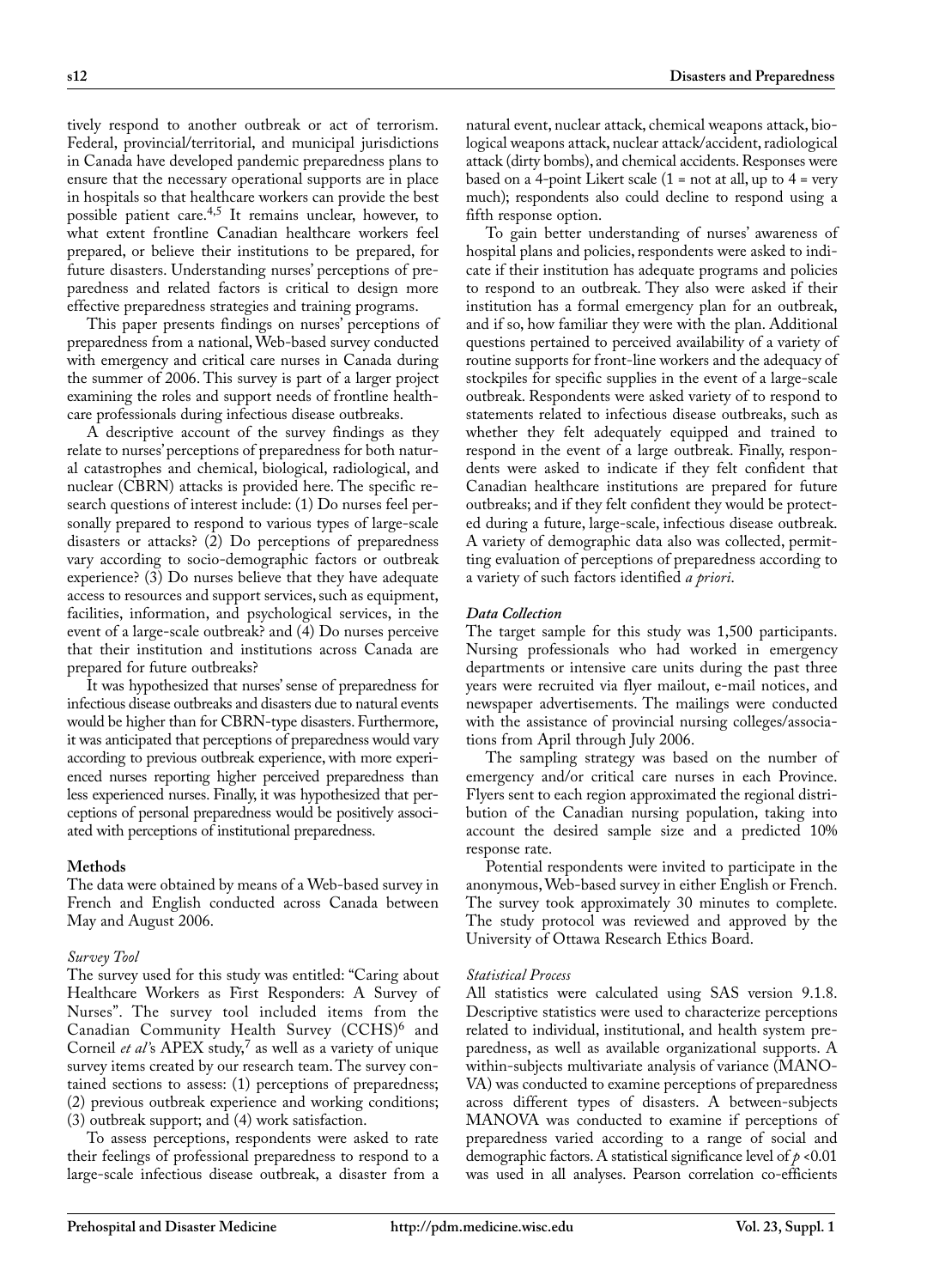tively respond to another outbreak or act of terrorism. Federal, provincial/territorial, and municipal jurisdictions in Canada have developed pandemic preparedness plans to ensure that the necessary operational supports are in place in hospitals so that healthcare workers can provide the best possible patient care.[4,5] It remains unclear, however, to what extent frontline Canadian healthcare workers feel prepared, or believe their institutions to be prepared, for future disasters. Understanding nurses' perceptions of preparedness and related factors is critical to design more effective preparedness strategies and training programs.

This paper presents findings on nurses' perceptions of preparedness from a national, Web-based survey conducted with emergency and critical care nurses in Canada during the summer of 2006. This survey is part of a larger project examining the roles and support needs of frontline healthcare professionals during infectious disease outbreaks.

A descriptive account of the survey findings as they relate to nurses' perceptions of preparedness for both natural catastrophes and chemical, biological, radiological, and nuclear (CBRN) attacks is provided here. The specific research questions of interest include: (1) Do nurses feel personally prepared to respond to various types of large-scale disasters or attacks? (2) Do perceptions of preparedness vary according to socio-demographic factors or outbreak experience? (3) Do nurses believe that they have adequate access to resources and support services, such as equipment, facilities, information, and psychological services, in the event of a large-scale outbreak? and (4) Do nurses perceive that their institution and institutions across Canada are prepared for future outbreaks?

It was hypothesized that nurses' sense of preparedness for infectious disease outbreaks and disasters due to natural events would be higher than for CBRN-type disasters. Furthermore, it was anticipated that perceptions of preparedness would vary according to previous outbreak experience, with more experienced nurses reporting higher perceived preparedness than less experienced nurses. Finally, it was hypothesized that perceptions of personal preparedness would be positively associated with perceptions of institutional preparedness.

## Methods

The data were obtained by means of a Web-based survey in French and English conducted across Canada between May and August 2006.

### *Survey Tool*

The survey used for this study was entitled: "Caring about Healthcare Workers as First Responders: A Survey of Nurses". The survey tool included items from the Canadian Community Health Survey (CCHS)[6] and Corneil *et al*'s APEX study,[7] as well as a variety of unique survey items created by our research team. The survey contained sections to assess: (1) perceptions of preparedness; (2) previous outbreak experience and working conditions; (3) outbreak support; and (4) work satisfaction.

To assess perceptions, respondents were asked to rate their feelings of professional preparedness to respond to a large-scale infectious disease outbreak, a disaster from a natural event, nuclear attack, chemical weapons attack, biological weapons attack, nuclear attack/accident, radiological attack (dirty bombs), and chemical accidents. Responses were based on a 4-point Likert scale (1 = not at all, up to 4 = very much); respondents also could decline to respond using a fifth response option.

To gain better understanding of nurses' awareness of hospital plans and policies, respondents were asked to indicate if their institution has adequate programs and policies to respond to an outbreak. They also were asked if their institution has a formal emergency plan for an outbreak, and if so, how familiar they were with the plan. Additional questions pertained to perceived availability of a variety of routine supports for front-line workers and the adequacy of stockpiles for specific supplies in the event of a large-scale outbreak. Respondents were asked variety of to respond to statements related to infectious disease outbreaks, such as whether they felt adequately equipped and trained to respond in the event of a large outbreak. Finally, respondents were asked to indicate if they felt confident that Canadian healthcare institutions are prepared for future outbreaks; and if they felt confident they would be protected during a future, large-scale, infectious disease outbreak. A variety of demographic data also was collected, permitting evaluation of perceptions of preparedness according to a variety of such factors identified *a priori*.

### *Data Collection*

The target sample for this study was 1,500 participants. Nursing professionals who had worked in emergency departments or intensive care units during the past three years were recruited via flyer mailout, e-mail notices, and newspaper advertisements. The mailings were conducted with the assistance of provincial nursing colleges/associations from April through July 2006.

The sampling strategy was based on the number of emergency and/or critical care nurses in each Province. Flyers sent to each region approximated the regional distribution of the Canadian nursing population, taking into account the desired sample size and a predicted 10% response rate.

Potential respondents were invited to participate in the anonymous, Web-based survey in either English or French. The survey took approximately 30 minutes to complete. The study protocol was reviewed and approved by the University of Ottawa Research Ethics Board.

### *Statistical Process*

All statistics were calculated using SAS version 9.1.8. Descriptive statistics were used to characterize perceptions related to individual, institutional, and health system preparedness, as well as available organizational supports. A within-subjects multivariate analysis of variance (MANOVA) was conducted to examine perceptions of preparedness across different types of disasters. A between-subjects MANOVA was conducted to examine if perceptions of preparedness varied according to a range of social and demographic factors. A statistical significance level of $p < 0.01$ was used in all analyses. Pearson correlation co-efficients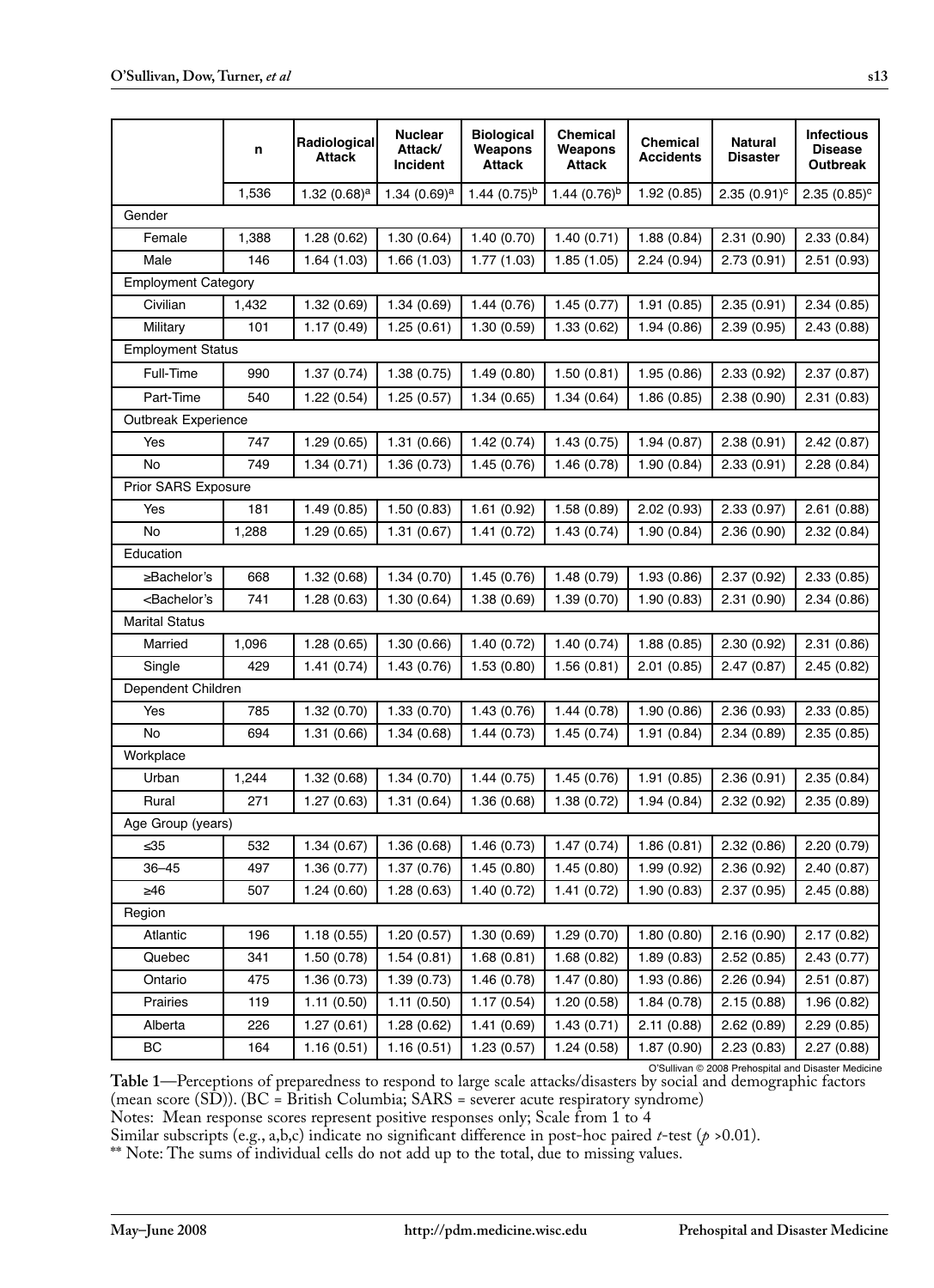| | n | Radiological Attack | Nuclear Attack/ Incident | Biological Weapons Attack | Chemical Weapons Attack | Chemical Accidents | Natural Disaster | Infectious Disease Outbreak |
|---|---|---|---|---|---|---|---|---|
| | 1,536 | 1.32 (0.68)[a] | 1.34 (0.69)[a] | 1.44 (0.75)[b] | 1.44 (0.76)[b] | 1.92 (0.85) | 2.35 (0.91)[c] | 2.35 (0.85)[c] |
| Gender | | | | | | | | |
| Female | 1,388 | 1.28 (0.62) | 1.30 (0.64) | 1.40 (0.70) | 1.40 (0.71) | 1.88 (0.84) | 2.31 (0.90) | 2.33 (0.84) |
| Male | 146 | 1.64 (1.03) | 1.66 (1.03) | 1.77 (1.03) | 1.85 (1.05) | 2.24 (0.94) | 2.73 (0.91) | 2.51 (0.93) |
| Employment Category | | | | | | | | |
| Civilian | 1,432 | 1.32 (0.69) | 1.34 (0.69) | 1.44 (0.76) | 1.45 (0.77) | 1.91 (0.85) | 2.35 (0.91) | 2.34 (0.85) |
| Military | 101 | 1.17 (0.49) | 1.25 (0.61) | 1.30 (0.59) | 1.33 (0.62) | 1.94 (0.86) | 2.39 (0.95) | 2.43 (0.88) |
| Employment Status | | | | | | | | |
| Full-Time | 990 | 1.37 (0.74) | 1.38 (0.75) | 1.49 (0.80) | 1.50 (0.81) | 1.95 (0.86) | 2.33 (0.92) | 2.37 (0.87) |
| Part-Time | 540 | 1.22 (0.54) | 1.25 (0.57) | 1.34 (0.65) | 1.34 (0.64) | 1.86 (0.85) | 2.38 (0.90) | 2.31 (0.83) |
| Outbreak Experience | | | | | | | | |
| Yes | 747 | 1.29 (0.65) | 1.31 (0.66) | 1.42 (0.74) | 1.43 (0.75) | 1.94 (0.87) | 2.38 (0.91) | 2.42 (0.87) |
| No | 749 | 1.34 (0.71) | 1.36 (0.73) | 1.45 (0.76) | 1.46 (0.78) | 1.90 (0.84) | 2.33 (0.91) | 2.28 (0.84) |
| Prior SARS Exposure | | | | | | | | |
| Yes | 181 | 1.49 (0.85) | 1.50 (0.83) | 1.61 (0.92) | 1.58 (0.89) | 2.02 (0.93) | 2.33 (0.97) | 2.61 (0.88) |
| No | 1,288 | 1.29 (0.65) | 1.31 (0.67) | 1.41 (0.72) | 1.43 (0.74) | 1.90 (0.84) | 2.36 (0.90) | 2.32 (0.84) |
| Education | | | | | | | | |
| ≥Bachelor's | 668 | 1.32 (0.68) | 1.34 (0.70) | 1.45 (0.76) | 1.48 (0.79) | 1.93 (0.86) | 2.37 (0.92) | 2.33 (0.85) |
| <Bachelor's | 741 | 1.28 (0.63) | 1.30 (0.64) | 1.38 (0.69) | 1.39 (0.70) | 1.90 (0.83) | 2.31 (0.90) | 2.34 (0.86) |
| Marital Status | | | | | | | | |
| Married | 1,096 | 1.28 (0.65) | 1.30 (0.66) | 1.40 (0.72) | 1.40 (0.74) | 1.88 (0.85) | 2.30 (0.92) | 2.31 (0.86) |
| Single | 429 | 1.41 (0.74) | 1.43 (0.76) | 1.53 (0.80) | 1.56 (0.81) | 2.01 (0.85) | 2.47 (0.87) | 2.45 (0.82) |
| Dependent Children | | | | | | | | |
| Yes | 785 | 1.32 (0.70) | 1.33 (0.70) | 1.43 (0.76) | 1.44 (0.78) | 1.90 (0.86) | 2.36 (0.93) | 2.33 (0.85) |
| No | 694 | 1.31 (0.66) | 1.34 (0.68) | 1.44 (0.73) | 1.45 (0.74) | 1.91 (0.84) | 2.34 (0.89) | 2.35 (0.85) |
| Workplace | | | | | | | | |
| Urban | 1,244 | 1.32 (0.68) | 1.34 (0.70) | 1.44 (0.75) | 1.45 (0.76) | 1.91 (0.85) | 2.36 (0.91) | 2.35 (0.84) |
| Rural | 271 | 1.27 (0.63) | 1.31 (0.64) | 1.36 (0.68) | 1.38 (0.72) | 1.94 (0.84) | 2.32 (0.92) | 2.35 (0.89) |
| Age Group (years) | | | | | | | | |
| ≤35 | 532 | 1.34 (0.67) | 1.36 (0.68) | 1.46 (0.73) | 1.47 (0.74) | 1.86 (0.81) | 2.32 (0.86) | 2.20 (0.79) |
| 36–45 | 497 | 1.36 (0.77) | 1.37 (0.76) | 1.45 (0.80) | 1.45 (0.80) | 1.99 (0.92) | 2.36 (0.92) | 2.40 (0.87) |
| ≥46 | 507 | 1.24 (0.60) | 1.28 (0.63) | 1.40 (0.72) | 1.41 (0.72) | 1.90 (0.83) | 2.37 (0.95) | 2.45 (0.88) |
| Region | | | | | | | | |
| Atlantic | 196 | 1.18 (0.55) | 1.20 (0.57) | 1.30 (0.69) | 1.29 (0.70) | 1.80 (0.80) | 2.16 (0.90) | 2.17 (0.82) |
| Quebec | 341 | 1.50 (0.78) | 1.54 (0.81) | 1.68 (0.81) | 1.68 (0.82) | 1.89 (0.83) | 2.52 (0.85) | 2.43 (0.77) |
| Ontario | 475 | 1.36 (0.73) | 1.39 (0.73) | 1.46 (0.78) | 1.47 (0.80) | 1.93 (0.86) | 2.26 (0.94) | 2.51 (0.87) |
| Prairies | 119 | 1.11 (0.50) | 1.11 (0.50) | 1.17 (0.54) | 1.20 (0.58) | 1.84 (0.78) | 2.15 (0.88) | 1.96 (0.82) |
| Alberta | 226 | 1.27 (0.61) | 1.28 (0.62) | 1.41 (0.69) | 1.43 (0.71) | 2.11 (0.88) | 2.62 (0.89) | 2.29 (0.85) |
| BC | 164 | 1.16 (0.51) | 1.16 (0.51) | 1.23 (0.57) | 1.24 (0.58) | 1.87 (0.90) | 2.23 (0.83) | 2.27 (0.88) |

O'Sullivan © 2008 Prehospital and Disaster Medicine

**Table 1**—Perceptions of preparedness to respond to large scale attacks/disasters by social and demographic factors (mean score (SD)). (BC = British Columbia; SARS = severer acute respiratory syndrome)

Notes: Mean response scores represent positive responses only; Scale from 1 to 4

Similar subscripts (e.g., a,b,c) indicate no significant difference in post-hoc paired *t*-test ($p$ >0.01).

** Note: The sums of individual cells do not add up to the total, due to missing values.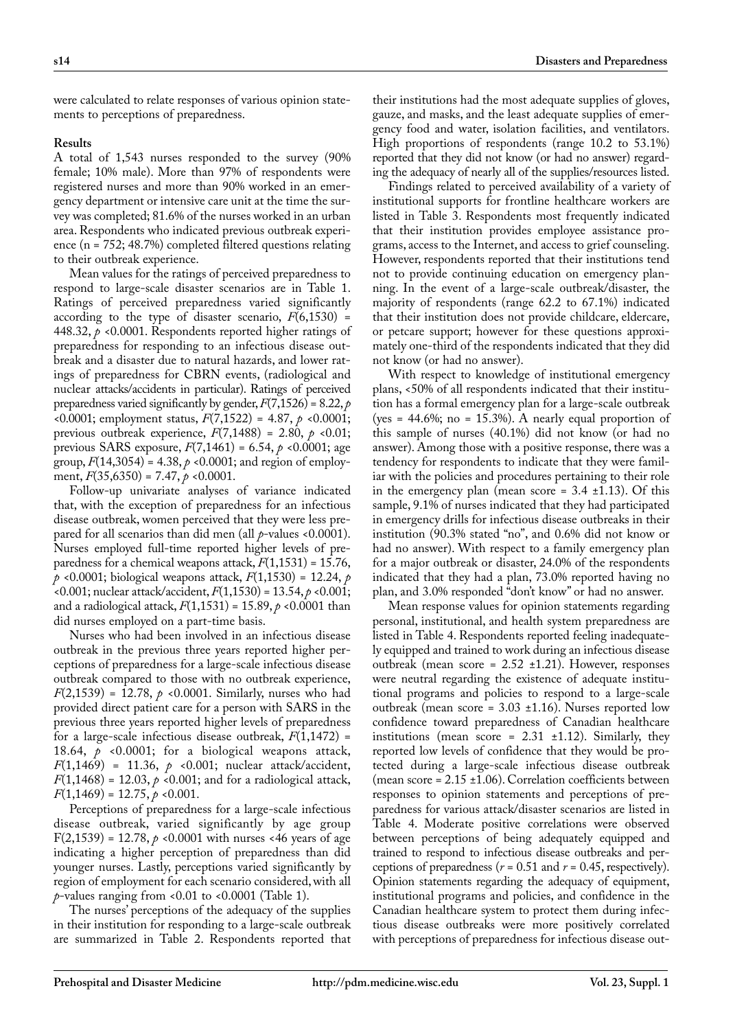were calculated to relate responses of various opinion statements to perceptions of preparedness.

### Results

A total of 1,543 nurses responded to the survey (90% female; 10% male). More than 97% of respondents were registered nurses and more than 90% worked in an emergency department or intensive care unit at the time the survey was completed; 81.6% of the nurses worked in an urban area. Respondents who indicated previous outbreak experience (n = 752; 48.7%) completed filtered questions relating to their outbreak experience.

Mean values for the ratings of perceived preparedness to respond to large-scale disaster scenarios are in Table 1. Ratings of perceived preparedness varied significantly according to the type of disaster scenario, $F(6,1530)$ = 448.32, $p$ <0.0001. Respondents reported higher ratings of preparedness for responding to an infectious disease outbreak and a disaster due to natural hazards, and lower ratings of preparedness for CBRN events, (radiological and nuclear attacks/accidents in particular). Ratings of perceived preparedness varied significantly by gender, $F(7,1526)$ = 8.22, $p$ <0.0001; employment status, $F(7,1522)$ = 4.87, $p$ <0.0001; previous outbreak experience, $F(7,1488)$ = 2.80, $p$ <0.01; previous SARS exposure, $F(7,1461)$ = 6.54, $p$ <0.0001; age group, $F(14,3054)$ = 4.38, $p$ <0.0001; and region of employment, $F(35,6350)$ = 7.47, $p$ <0.0001.

Follow-up univariate analyses of variance indicated that, with the exception of preparedness for an infectious disease outbreak, women perceived that they were less prepared for all scenarios than did men (all $p$-values <0.0001). Nurses employed full-time reported higher levels of preparedness for a chemical weapons attack, $F(1,1531)$ = 15.76, $p$ <0.0001; biological weapons attack, $F(1,1530)$ = 12.24, $p$ <0.001; nuclear attack/accident, $F(1,1530)$ = 13.54, $p$ <0.001; and a radiological attack, $F(1,1531)$ = 15.89, $p$ <0.0001 than did nurses employed on a part-time basis.

Nurses who had been involved in an infectious disease outbreak in the previous three years reported higher perceptions of preparedness for a large-scale infectious disease outbreak compared to those with no outbreak experience, $F(2,1539)$ = 12.78, $p$ <0.0001. Similarly, nurses who had provided direct patient care for a person with SARS in the previous three years reported higher levels of preparedness for a large-scale infectious disease outbreak, $F(1,1472)$ = 18.64, $p$ <0.0001; for a biological weapons attack, $F(1,1469)$ = 11.36, $p$ <0.001; nuclear attack/accident, $F(1,1468)$ = 12.03, $p$ <0.001; and for a radiological attack, $F(1,1469)$ = 12.75, $p$ <0.001.

Perceptions of preparedness for a large-scale infectious disease outbreak, varied significantly by age group $F(2,1539)$ = 12.78, $p$ <0.0001 with nurses <46 years of age indicating a higher perception of preparedness than did younger nurses. Lastly, perceptions varied significantly by region of employment for each scenario considered, with all $p$-values ranging from <0.01 to <0.0001 (Table 1).

The nurses' perceptions of the adequacy of the supplies in their institution for responding to a large-scale outbreak are summarized in Table 2. Respondents reported that their institutions had the most adequate supplies of gloves, gauze, and masks, and the least adequate supplies of emergency food and water, isolation facilities, and ventilators. High proportions of respondents (range 10.2 to 53.1%) reported that they did not know (or had no answer) regarding the adequacy of nearly all of the supplies/resources listed.

Findings related to perceived availability of a variety of institutional supports for frontline healthcare workers are listed in Table 3. Respondents most frequently indicated that their institution provides employee assistance programs, access to the Internet, and access to grief counseling. However, respondents reported that their institutions tend not to provide continuing education on emergency planning. In the event of a large-scale outbreak/disaster, the majority of respondents (range 62.2 to 67.1%) indicated that their institution does not provide childcare, eldercare, or petcare support; however for these questions approximately one-third of the respondents indicated that they did not know (or had no answer).

With respect to knowledge of institutional emergency plans, <50% of all respondents indicated that their institution has a formal emergency plan for a large-scale outbreak (yes = 44.6%; no = 15.3%). A nearly equal proportion of this sample of nurses (40.1%) did not know (or had no answer). Among those with a positive response, there was a tendency for respondents to indicate that they were familiar with the policies and procedures pertaining to their role in the emergency plan (mean score = 3.4 ±1.13). Of this sample, 9.1% of nurses indicated that they had participated in emergency drills for infectious disease outbreaks in their institution (90.3% stated "no", and 0.6% did not know or had no answer). With respect to a family emergency plan for a major outbreak or disaster, 24.0% of the respondents indicated that they had a plan, 73.0% reported having no plan, and 3.0% responded "don't know" or had no answer.

Mean response values for opinion statements regarding personal, institutional, and health system preparedness are listed in Table 4. Respondents reported feeling inadequately equipped and trained to work during an infectious disease outbreak (mean score = 2.52 ±1.21). However, responses were neutral regarding the existence of adequate institutional programs and policies to respond to a large-scale outbreak (mean score = 3.03 ±1.16). Nurses reported low confidence toward preparedness of Canadian healthcare institutions (mean score = 2.31 ±1.12). Similarly, they reported low levels of confidence that they would be protected during a large-scale infectious disease outbreak (mean score = 2.15 ±1.06). Correlation coefficients between responses to opinion statements and perceptions of preparedness for various attack/disaster scenarios are listed in Table 4. Moderate positive correlations were observed between perceptions of being adequately equipped and trained to respond to infectious disease outbreaks and perceptions of preparedness ($r$ = 0.51 and $r$ = 0.45, respectively). Opinion statements regarding the adequacy of equipment, institutional programs and policies, and confidence in the Canadian healthcare system to protect them during infectious disease outbreaks were more positively correlated with perceptions of preparedness for infectious disease out-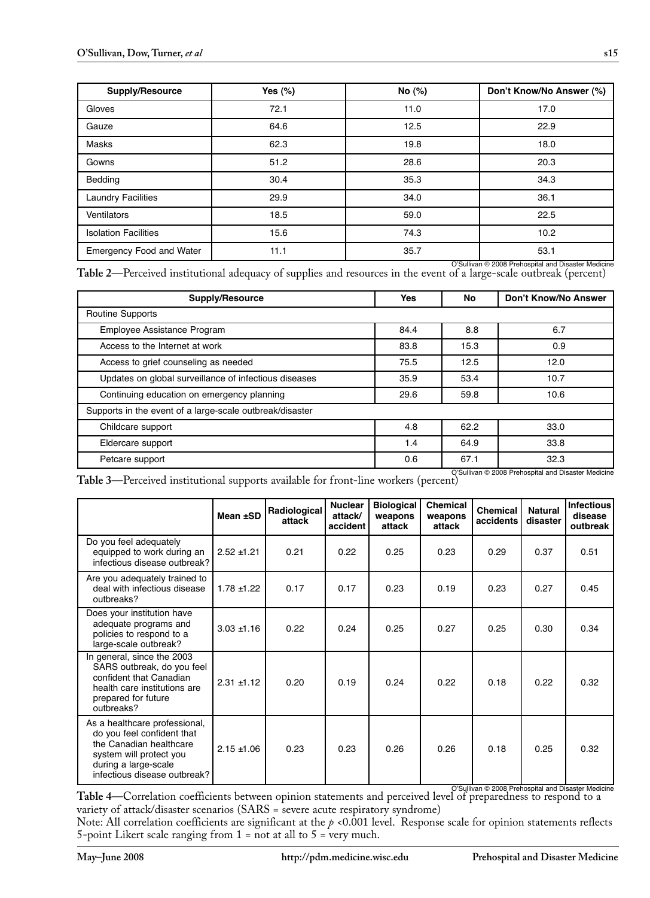| Supply/Resource | Yes (%) | No (%) | Don't Know/No Answer (%) |
|---|---|---|---|
| Gloves | 72.1 | 11.0 | 17.0 |
| Gauze | 64.6 | 12.5 | 22.9 |
| Masks | 62.3 | 19.8 | 18.0 |
| Gowns | 51.2 | 28.6 | 20.3 |
| Bedding | 30.4 | 35.3 | 34.3 |
| Laundry Facilities | 29.9 | 34.0 | 36.1 |
| Ventilators | 18.5 | 59.0 | 22.5 |
| Isolation Facilities | 15.6 | 74.3 | 10.2 |
| Emergency Food and Water | 11.1 | 35.7 | 53.1 |

O'Sullivan © 2008 Prehospital and Disaster Medicine

**Table 2**—Perceived institutional adequacy of supplies and resources in the event of a large-scale outbreak (percent)

| Supply/Resource | Yes | No | Don't Know/No Answer |
|---|---|---|---|
| Routine Supports | | | |
| Employee Assistance Program | 84.4 | 8.8 | 6.7 |
| Access to the Internet at work | 83.8 | 15.3 | 0.9 |
| Access to grief counseling as needed | 75.5 | 12.5 | 12.0 |
| Updates on global surveillance of infectious diseases | 35.9 | 53.4 | 10.7 |
| Continuing education on emergency planning | 29.6 | 59.8 | 10.6 |
| Supports in the event of a large-scale outbreak/disaster | | | |
| Childcare support | 4.8 | 62.2 | 33.0 |
| Eldercare support | 1.4 | 64.9 | 33.8 |
| Petcare support | 0.6 | 67.1 | 32.3 |

O'Sullivan © 2008 Prehospital and Disaster Medicine

**Table 3—**Perceived institutional supports available for front-line workers (percent)

| | Mean ±SD | Radiological attack | Nuclear attack/ accident | Biological weapons attack | Chemical weapons attack | Chemical accidents | Natural disaster | Infectious disease outbreak |
|---|---|---|---|---|---|---|---|---|
| Do you feel adequately equipped to work during an infectious disease outbreak? | 2.52 ±1.21 | 0.21 | 0.22 | 0.25 | 0.23 | 0.29 | 0.37 | 0.51 |
| Are you adequately trained to deal with infectious disease outbreaks? | 1.78 ±1.22 | 0.17 | 0.17 | 0.23 | 0.19 | 0.23 | 0.27 | 0.45 |
| Does your institution have adequate programs and policies to respond to a large-scale outbreak? | 3.03 ±1.16 | 0.22 | 0.24 | 0.25 | 0.27 | 0.25 | 0.30 | 0.34 |
| In general, since the 2003 SARS outbreak, do you feel confident that Canadian health care institutions are prepared for future outbreaks? | 2.31 ±1.12 | 0.20 | 0.19 | 0.24 | 0.22 | 0.18 | 0.22 | 0.32 |
| As a healthcare professional, do you feel confident that the Canadian healthcare system will protect you during a large-scale infectious disease outbreak? | 2.15 ±1.06 | 0.23 | 0.23 | 0.26 | 0.26 | 0.18 | 0.25 | 0.32 |

O'Sullivan © 2008 Prehospital and Disaster Medicine

**Table 4—**Correlation coefficients between opinion statements and perceived level of preparedness to respond to a variety of attack/disaster scenarios (SARS = severe acute respiratory syndrome)

Note: All correlation coefficients are significant at the $p < 0.001$ level. Response scale for opinion statements reflects 5-point Likert scale ranging from 1 = not at all to 5 = very much.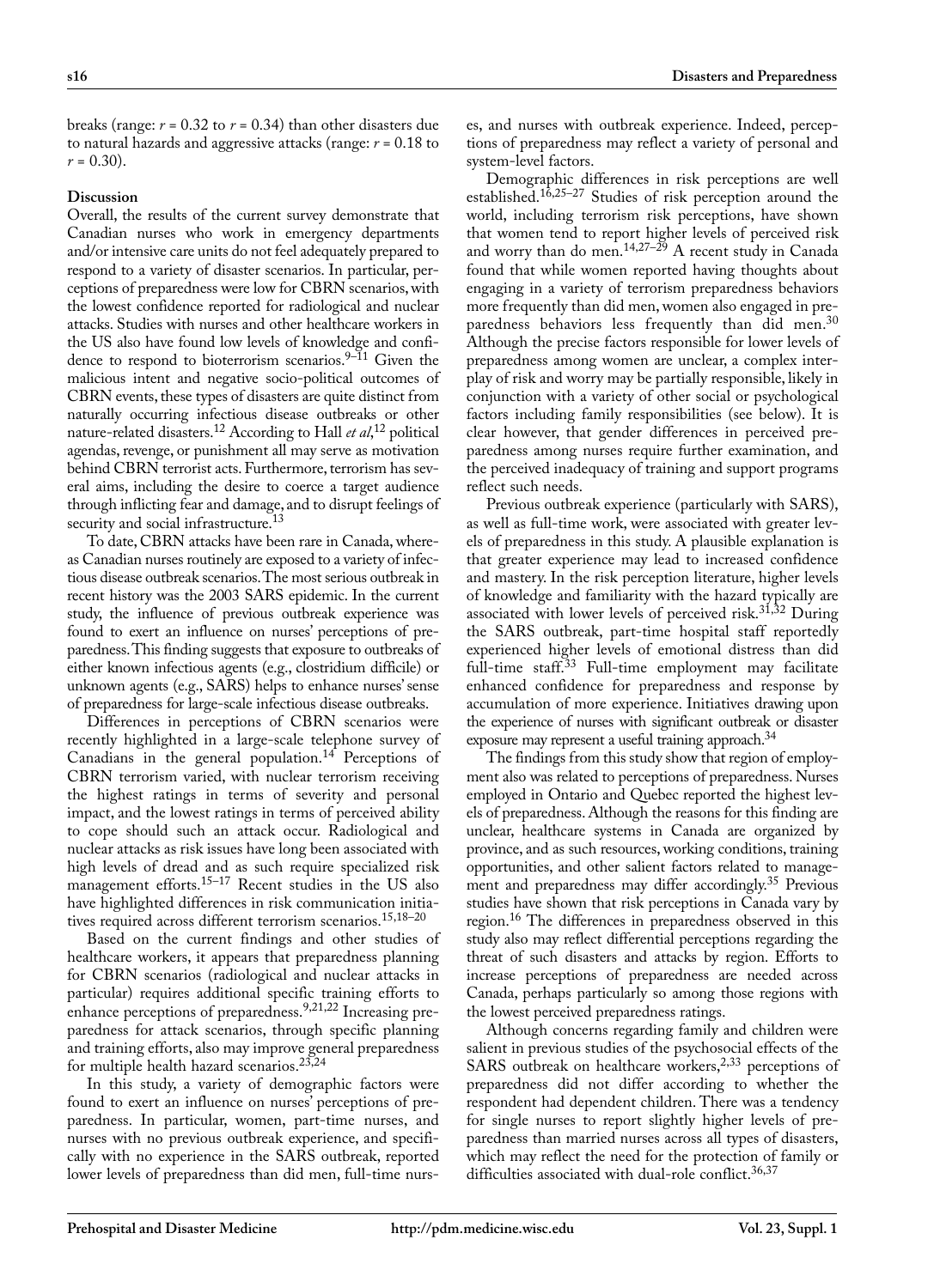breaks (range: $r = 0.32$ to $r = 0.34$) than other disasters due to natural hazards and aggressive attacks (range: $r = 0.18$ to $r = 0.30$).

## Discussion

Overall, the results of the current survey demonstrate that Canadian nurses who work in emergency departments and/or intensive care units do not feel adequately prepared to respond to a variety of disaster scenarios. In particular, perceptions of preparedness were low for CBRN scenarios, with the lowest confidence reported for radiological and nuclear attacks. Studies with nurses and other healthcare workers in the US also have found low levels of knowledge and confidence to respond to bioterrorism scenarios.[9–11] Given the malicious intent and negative socio-political outcomes of CBRN events, these types of disasters are quite distinct from naturally occurring infectious disease outbreaks or other nature-related disasters.[12] According to Hall *et al*,[12] political agendas, revenge, or punishment all may serve as motivation behind CBRN terrorist acts. Furthermore, terrorism has several aims, including the desire to coerce a target audience through inflicting fear and damage, and to disrupt feelings of security and social infrastructure.[13]

To date, CBRN attacks have been rare in Canada, whereas Canadian nurses routinely are exposed to a variety of infectious disease outbreak scenarios. The most serious outbreak in recent history was the 2003 SARS epidemic. In the current study, the influence of previous outbreak experience was found to exert an influence on nurses' perceptions of preparedness. This finding suggests that exposure to outbreaks of either known infectious agents (e.g., clostridium difficile) or unknown agents (e.g., SARS) helps to enhance nurses' sense of preparedness for large-scale infectious disease outbreaks.

Differences in perceptions of CBRN scenarios were recently highlighted in a large-scale telephone survey of Canadians in the general population.[14] Perceptions of CBRN terrorism varied, with nuclear terrorism receiving the highest ratings in terms of severity and personal impact, and the lowest ratings in terms of perceived ability to cope should such an attack occur. Radiological and nuclear attacks as risk issues have long been associated with high levels of dread and as such require specialized risk management efforts.[15–17] Recent studies in the US also have highlighted differences in risk communication initiatives required across different terrorism scenarios.[15,18–20]

Based on the current findings and other studies of healthcare workers, it appears that preparedness planning for CBRN scenarios (radiological and nuclear attacks in particular) requires additional specific training efforts to enhance perceptions of preparedness.[9,21,22] Increasing preparedness for attack scenarios, through specific planning and training efforts, also may improve general preparedness for multiple health hazard scenarios.[23,24]

In this study, a variety of demographic factors were found to exert an influence on nurses' perceptions of preparedness. In particular, women, part-time nurses, and nurses with no previous outbreak experience, and specifically with no experience in the SARS outbreak, reported lower levels of preparedness than did men, full-time nurses, and nurses with outbreak experience. Indeed, perceptions of preparedness may reflect a variety of personal and system-level factors.

Demographic differences in risk perceptions are well established.[16,25–27] Studies of risk perception around the world, including terrorism risk perceptions, have shown that women tend to report higher levels of perceived risk and worry than do men.[14,27–29] A recent study in Canada found that while women reported having thoughts about engaging in a variety of terrorism preparedness behaviors more frequently than did men, women also engaged in preparedness behaviors less frequently than did men.[30] Although the precise factors responsible for lower levels of preparedness among women are unclear, a complex interplay of risk and worry may be partially responsible, likely in conjunction with a variety of other social or psychological factors including family responsibilities (see below). It is clear however, that gender differences in perceived preparedness among nurses require further examination, and the perceived inadequacy of training and support programs reflect such needs.

Previous outbreak experience (particularly with SARS), as well as full-time work, were associated with greater levels of preparedness in this study. A plausible explanation is that greater experience may lead to increased confidence and mastery. In the risk perception literature, higher levels of knowledge and familiarity with the hazard typically are associated with lower levels of perceived risk.[31,32] During the SARS outbreak, part-time hospital staff reportedly experienced higher levels of emotional distress than did full-time staff.[33] Full-time employment may facilitate enhanced confidence for preparedness and response by accumulation of more experience. Initiatives drawing upon the experience of nurses with significant outbreak or disaster exposure may represent a useful training approach.[34]

The findings from this study show that region of employment also was related to perceptions of preparedness. Nurses employed in Ontario and Quebec reported the highest levels of preparedness. Although the reasons for this finding are unclear, healthcare systems in Canada are organized by province, and as such resources, working conditions, training opportunities, and other salient factors related to management and preparedness may differ accordingly.[35] Previous studies have shown that risk perceptions in Canada vary by region.[16] The differences in preparedness observed in this study also may reflect differential perceptions regarding the threat of such disasters and attacks by region. Efforts to increase perceptions of preparedness are needed across Canada, perhaps particularly so among those regions with the lowest perceived preparedness ratings.

Although concerns regarding family and children were salient in previous studies of the psychosocial effects of the SARS outbreak on healthcare workers,[2,33] perceptions of preparedness did not differ according to whether the respondent had dependent children. There was a tendency for single nurses to report slightly higher levels of preparedness than married nurses across all types of disasters, which may reflect the need for the protection of family or difficulties associated with dual-role conflict.[36,37]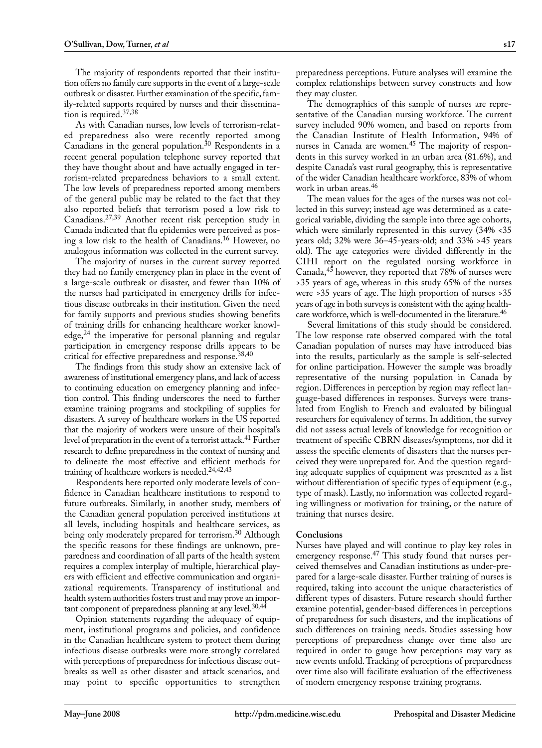The majority of respondents reported that their institution offers no family care supports in the event of a large-scale outbreak or disaster. Further examination of the specific, family-related supports required by nurses and their dissemination is required.[37,38]

As with Canadian nurses, low levels of terrorism-related preparedness also were recently reported among Canadians in the general population.[30] Respondents in a recent general population telephone survey reported that they have thought about and have actually engaged in terrorism-related preparedness behaviors to a small extent. The low levels of preparedness reported among members of the general public may be related to the fact that they also reported beliefs that terrorism posed a low risk to Canadians.[27,39] Another recent risk perception study in Canada indicated that flu epidemics were perceived as posing a low risk to the health of Canadians.[16] However, no analogous information was collected in the current survey.

The majority of nurses in the current survey reported they had no family emergency plan in place in the event of a large-scale outbreak or disaster, and fewer than 10% of the nurses had participated in emergency drills for infectious disease outbreaks in their institution. Given the need for family supports and previous studies showing benefits of training drills for enhancing healthcare worker knowledge,[24] the imperative for personal planning and regular participation in emergency response drills appears to be critical for effective preparedness and response.[38,40]

The findings from this study show an extensive lack of awareness of institutional emergency plans, and lack of access to continuing education on emergency planning and infection control. This finding underscores the need to further examine training programs and stockpiling of supplies for disasters. A survey of healthcare workers in the US reported that the majority of workers were unsure of their hospital's level of preparation in the event of a terrorist attack.[41] Further research to define preparedness in the context of nursing and to delineate the most effective and efficient methods for training of healthcare workers is needed.[24,42,43]

Respondents here reported only moderate levels of confidence in Canadian healthcare institutions to respond to future outbreaks. Similarly, in another study, members of the Canadian general population perceived institutions at all levels, including hospitals and healthcare services, as being only moderately prepared for terrorism.[30] Although the specific reasons for these findings are unknown, preparedness and coordination of all parts of the health system requires a complex interplay of multiple, hierarchical players with efficient and effective communication and organizational requirements. Transparency of institutional and health system authorities fosters trust and may prove an important component of preparedness planning at any level.[30,44]

Opinion statements regarding the adequacy of equipment, institutional programs and policies, and confidence in the Canadian healthcare system to protect them during infectious disease outbreaks were more strongly correlated with perceptions of preparedness for infectious disease outbreaks as well as other disaster and attack scenarios, and may point to specific opportunities to strengthen preparedness perceptions. Future analyses will examine the complex relationships between survey constructs and how they may cluster.

The demographics of this sample of nurses are representative of the Canadian nursing workforce. The current survey included 90% women, and based on reports from the Canadian Institute of Health Information, 94% of nurses in Canada are women.[45] The majority of respondents in this survey worked in an urban area (81.6%), and despite Canada's vast rural geography, this is representative of the wider Canadian healthcare workforce, 83% of whom work in urban areas.[46]

The mean values for the ages of the nurses was not collected in this survey; instead age was determined as a categorical variable, dividing the sample into three age cohorts, which were similarly represented in this survey (34% <35 years old; 32% were 36–45-years-old; and 33% >45 years old). The age categories were divided differently in the CIHI report on the regulated nursing workforce in Canada,[45] however, they reported that 78% of nurses were >35 years of age, whereas in this study 65% of the nurses were >35 years of age. The high proportion of nurses >35 years of age in both surveys is consistent with the aging healthcare workforce, which is well-documented in the literature.[46]

Several limitations of this study should be considered. The low response rate observed compared with the total Canadian population of nurses may have introduced bias into the results, particularly as the sample is self-selected for online participation. However the sample was broadly representative of the nursing population in Canada by region. Differences in perception by region may reflect language-based differences in responses. Surveys were translated from English to French and evaluated by bilingual researchers for equivalency of terms. In addition, the survey did not assess actual levels of knowledge for recognition or treatment of specific CBRN diseases/symptoms, nor did it assess the specific elements of disasters that the nurses perceived they were unprepared for. And the question regarding adequate supplies of equipment was presented as a list without differentiation of specific types of equipment (e.g., type of mask). Lastly, no information was collected regarding willingness or motivation for training, or the nature of training that nurses desire.

## Conclusions

Nurses have played and will continue to play key roles in emergency response.[47] This study found that nurses perceived themselves and Canadian institutions as under-prepared for a large-scale disaster. Further training of nurses is required, taking into account the unique characteristics of different types of disasters. Future research should further examine potential, gender-based differences in perceptions of preparedness for such disasters, and the implications of such differences on training needs. Studies assessing how perceptions of preparedness change over time also are required in order to gauge how perceptions may vary as new events unfold. Tracking of perceptions of preparedness over time also will facilitate evaluation of the effectiveness of modern emergency response training programs.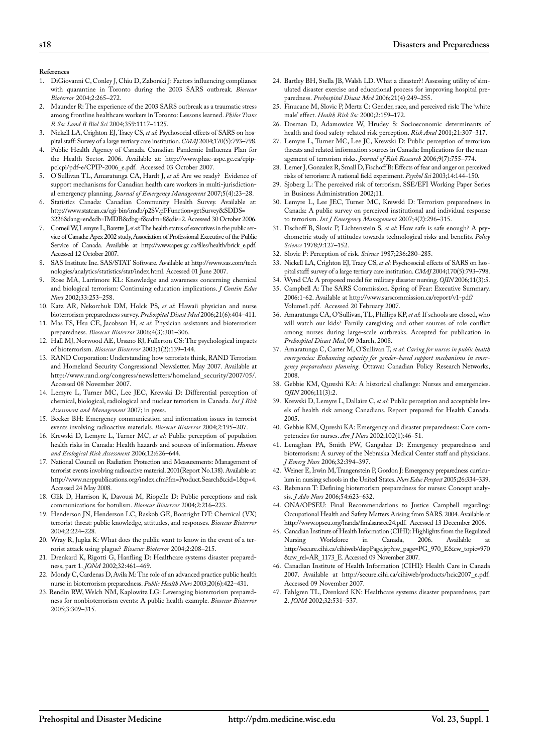**References**

1. DiGiovanni C, Conley J, Chiu D, Zaborski J: Factors influencing compliance with quarantine in Toronto during the 2003 SARS outbreak. *Biosecur Bioterror* 2004;2:265–272.
2. Maunder R: The experience of the 2003 SARS outbreak as a traumatic stress among frontline healthcare workers in Toronto: Lessons learned. *Philos Trans R Soc Lond B Biol Sci* 2004;359:1117–1125.
3. Nickell LA, Crighton EJ, Tracy CS, *et al*: Psychosocial effects of SARS on hospital staff: Survey of a large tertiary care institution. *CMAJ* 2004;170(5):793–798.
4. Public Health Agency of Canada. Canadian Pandemic Influenza Plan for the Health Sector. 2006. Available at: http://www.phac-aspc.gc.ca/cpip-pclcpi/pdf-e/CPIP-2006_e.pdf. Accessed 03 October 2007.
5. O'Sullivan TL, Amaratunga CA, Hardt J, *et al*: Are we ready? Evidence of support mechanisms for Canadian health care workers in multi-jurisdictional emergency planning. *Journal of Emergency Management* 2007;5(4):23–28.
6. Statistics Canada: Canadian Community Health Survey. Available at: http://www.statcan.ca/cgi-bin/imdb/p2SV.pl?Function=getSurvey&SDDS=3226&lang=en&db=IMDB&dbg=f&adm=8&dis=2. Accessed 30 October 2006.
7. Corneil W, Lemyre L, Barette J, *et al*: The health status of executives in the public service of Canada: Apex 2002 study, Association of Professional Executive of the Public Service of Canada. Available at http://www.apex.gc.ca/files/health/brick_e.pdf. Accessed 12 October 2007.
8. SAS Institute Inc. SAS/STAT Software. Available at http://www.sas.com/technologies/analytics/statistics/stat/index.html. Accessed 01 June 2007.
9. Rose MA, Larrimore KL: Knowledge and awareness concerning chemical and biological terrorism: Continuing education implications. *J Contin Educ Nurs* 2002;33:253–258.
10. Katz AR, Nekorchuk DM, Holck PS, *et al*: Hawaii physician and nurse bioterrorism preparedness survey. *Prehospital Disast Med* 2006;21(6):404–411.
11. Mas FS, Hsu CE, Jacobson H, *et al*: Physician assistants and bioterrorism preparedness. *Biosecur Bioterror* 2006;4(3):301–306.
12. Hall MJ, Norwood AE, Ursano RJ, Fullerton CS: The psychological impacts of bioterrorism. *Biosecur Bioterror* 2003;1(2):139–144.
13. RAND Corporation: Understanding how terrorists think, RAND Terrorism and Homeland Security Congressional Newsletter. May 2007. Available at http://www.rand.org/congress/newsletters/homeland_security/2007/05/. Accessed 08 November 2007.
14. Lemyre L, Turner MC, Lee JEC, Krewski D: Differential perception of chemical, biological, radiological and nuclear terrorism in Canada. *Int J Risk Assessment and Management* 2007; in press.
15. Becker BH: Emergency communication and information issues in terrorist events involving radioactive materials. *Biosecur Bioterror* 2004;2:195–207.
16. Krewski D, Lemyre L, Turner MC, *et al*: Public perception of population health risks in Canada: Health hazards and sources of information. *Human and Ecological Risk Assessment* 2006;12:626–644.
17. National Council on Radiation Protection and Measurements: Management of terrorist events involving radioactive material. 2001 (Report No.138). Available at: http://www.ncrppublications.org/index.cfm?fm=Product.Search&cid=1&p=4. Accessed 24 May 2008.
18. Glik D, Harrison K, Davousi M, Riopelle D: Public perceptions and risk communications for botulism. *Biosecur Bioterror* 2004;2:216–223.
19. Henderson JN, Henderson LC, Raskob GE, Boatright DT: Chemical (VX) terrorist threat: public knowledge, attitudes, and responses. *Biosecur Bioterror* 2004;2:224–228.
20. Wray R, Jupka K: What does the public want to know in the event of a terrorist attack using plague? *Biosecur Bioterror* 2004;2:208–215.
21. Drenkard K, Rigotti G, Hanfling D: Healthcare systems disaster preparedness, part 1. *JONA* 2002;32:461–469.
22. Mondy C, Cardenas D, Avila M: The role of an advanced practice public health nurse in bioterrorism preparedness. *Public Health Nurs* 2003;20(6):422–431.
23. Rendin RW, Welch NM, Kaplowitz LG: Leveraging bioterrorism preparedness for nonbioterrorism events: A public health example. *Biosecur Bioterror* 2005;3:309–315.
24. Bartley BH, Stella JB, Walsh LD. What a disaster?! Assessing utility of simulated disaster exercise and educational process for improving hospital preparedness. *Prehospital Disast Med* 2006;21(4):249–255.
25. Finucane M, Slovic P, Mertz C: Gender, race, and perceived risk: The 'white male' effect. *Health Risk Soc* 2000;2:159–172.
26. Dosman D, Adamowicz W, Hrudey S: Socioeconomic determinants of health and food safety-related risk perception. *Risk Anal* 2001;21:307–317.
27. Lemyre L, Turner MC, Lee JC, Krewski D: Public perception of terrorism threats and related information sources in Canada: Implications for the management of terrorism risks. *Journal of Risk Research* 2006;9(7):755–774.
28. Lerner J, Gonzalez R, Small D, Fischoff B: Effects of fear and anger on perceived risks of terrorism: A national field experiment. *Psychol Sci* 2003;14:144–150.
29. Sjoberg L: The perceived risk of terrorism. SSE/EFI Working Paper Series in Business Administration 2002;11.
30. Lemyre L, Lee JEC, Turner MC, Krewski D: Terrorism preparedness in Canada: A public survey on perceived institutional and individual response to terrorism. *Int J Emergency Management* 2007;4(2):296–315.
31. Fischoff B, Slovic P, Lichtenstein S, *et al*: How safe is safe enough? A psychometric study of attitudes towards technological risks and benefits. *Policy Science* 1978;9:127–152.
32. Slovic P: Perception of risk. *Science* 1987;236:280–285.
33. Nickell LA, Crighton EJ, Tracy CS, *et al*: Psychosocial effects of SARS on hospital staff: survey of a large tertiary care institution. *CMAJ* 2004;170(5):793–798.
34. Wynd CA: A proposed model for military disaster nursing. *OJIN* 2006;11(3):5.
35. Campbell A: The SARS Commission. Spring of Fear: Executive Summary. 2006:1-62. Available at http://www.sarscommission.ca/report/v1-pdf/Volume1.pdf. Accessed 20 February 2007.
36. Amaratunga CA, O'Sullivan, TL, Phillips KP, *et al*: If schools are closed, who will watch our kids? Family caregiving and other sources of role conflict among nurses during large-scale outbreaks. Accepted for publication in *Prehospital Disast Med*, 09 March, 2008.
37. Amaratunga C, Carter M, O'Sullivan T, *et al*: *Caring for nurses in public health emergencies: Enhancing capacity for gender-based support mechanisms in emergency preparedness planning*. Ottawa: Canadian Policy Research Networks, 2008.
38. Gebbie KM, Qureshi KA: A historical challenge: Nurses and emergencies. *OJIN* 2006;11(3):2.
39. Krewski D, Lemyre L, Dallaire C, *et al*: Public perception and acceptable levels of health risk among Canadians. Report prepared for Health Canada. 2005.
40. Gebbie KM, Qureshi KA: Emergency and disaster preparedness: Core competencies for nurses. *Am J Nurs* 2002;102(1):46–51.
41. Lenaghan PA, Smith PW, Gangahar D: Emergency preparedness and bioterrorism: A survey of the Nebraska Medical Center staff and physicians. *J Emerg Nurs* 2006;32:394–397.
42. Weiner E, Irwin M, Trangenstein P, Gordon J: Emergency preparedness curriculum in nursing schools in the United States. *Nurs Educ Perspect* 2005;26:334–339.
43. Rebmann T: Defining bioterrorism preparedness for nurses: Concept analysis. *J Adv Nurs* 2006;54:623–632.
44. ONA/OPSEU: Final Recommendations to Justice Campbell regarding: Occupational Health and Safety Matters Arising from SARS. 2004. Available at http://www.opseu.org/hands/finalsarsrec24.pdf. Accessed 13 December 2006.
45. Canadian Institute of Health Information (CIHI): Highlights from the Regulated Nursing Workforce in Canada, 2006. Available at http://secure.cihi.ca/cihiweb/dispPage.jsp?cw_page=PG_970_E&cw_topic=970&cw_rel=AR_1173_E. Accessed 09 November 2007.
46. Canadian Institute of Health Information (CIHI): Health Care in Canada 2007. Available at http://secure.cihi.ca/cihiweb/products/hcic2007_e.pdf. Accessed 09 November 2007.
47. Fahlgren TL, Drenkard KN: Healthcare systems disaster preparedness, part 2. *JONA* 2002;32:531–537.